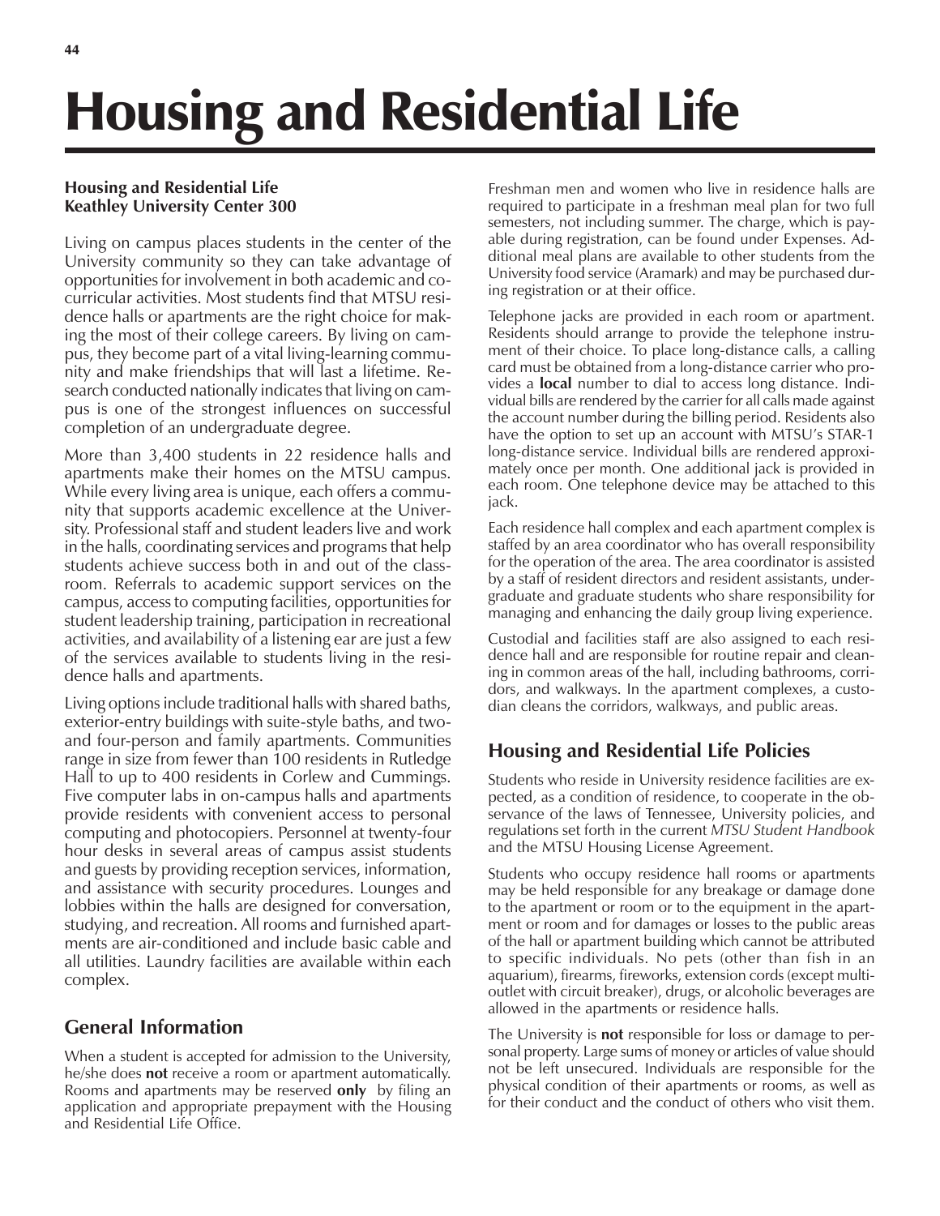# Housing and Residential Life

**Housing and Residential Life**
**Keathley University Center 300**

Living on campus places students in the center of the University community so they can take advantage of opportunities for involvement in both academic and co-curricular activities. Most students find that MTSU residence halls or apartments are the right choice for making the most of their college careers. By living on campus, they become part of a vital living-learning community and make friendships that will last a lifetime. Research conducted nationally indicates that living on campus is one of the strongest influences on successful completion of an undergraduate degree.

More than 3,400 students in 22 residence halls and apartments make their homes on the MTSU campus. While every living area is unique, each offers a community that supports academic excellence at the University. Professional staff and student leaders live and work in the halls, coordinating services and programs that help students achieve success both in and out of the classroom. Referrals to academic support services on the campus, access to computing facilities, opportunities for student leadership training, participation in recreational activities, and availability of a listening ear are just a few of the services available to students living in the residence halls and apartments.

Living options include traditional halls with shared baths, exterior-entry buildings with suite-style baths, and two- and four-person and family apartments. Communities range in size from fewer than 100 residents in Rutledge Hall to up to 400 residents in Corlew and Cummings. Five computer labs in on-campus halls and apartments provide residents with convenient access to personal computing and photocopiers. Personnel at twenty-four hour desks in several areas of campus assist students and guests by providing reception services, information, and assistance with security procedures. Lounges and lobbies within the halls are designed for conversation, studying, and recreation. All rooms and furnished apartments are air-conditioned and include basic cable and all utilities. Laundry facilities are available within each complex.

## General Information

When a student is accepted for admission to the University, he/she does **not** receive a room or apartment automatically. Rooms and apartments may be reserved **only** by filing an application and appropriate prepayment with the Housing and Residential Life Office.

Freshman men and women who live in residence halls are required to participate in a freshman meal plan for two full semesters, not including summer. The charge, which is payable during registration, can be found under Expenses. Additional meal plans are available to other students from the University food service (Aramark) and may be purchased during registration or at their office.

Telephone jacks are provided in each room or apartment. Residents should arrange to provide the telephone instrument of their choice. To place long-distance calls, a calling card must be obtained from a long-distance carrier who provides a **local** number to dial to access long distance. Individual bills are rendered by the carrier for all calls made against the account number during the billing period. Residents also have the option to set up an account with MTSU's STAR-1 long-distance service. Individual bills are rendered approximately once per month. One additional jack is provided in each room. One telephone device may be attached to this jack.

Each residence hall complex and each apartment complex is staffed by an area coordinator who has overall responsibility for the operation of the area. The area coordinator is assisted by a staff of resident directors and resident assistants, undergraduate and graduate students who share responsibility for managing and enhancing the daily group living experience.

Custodial and facilities staff are also assigned to each residence hall and are responsible for routine repair and cleaning in common areas of the hall, including bathrooms, corridors, and walkways. In the apartment complexes, a custodian cleans the corridors, walkways, and public areas.

## Housing and Residential Life Policies

Students who reside in University residence facilities are expected, as a condition of residence, to cooperate in the observance of the laws of Tennessee, University policies, and regulations set forth in the current *MTSU Student Handbook* and the MTSU Housing License Agreement.

Students who occupy residence hall rooms or apartments may be held responsible for any breakage or damage done to the apartment or room or to the equipment in the apartment or room and for damages or losses to the public areas of the hall or apartment building which cannot be attributed to specific individuals. No pets (other than fish in an aquarium), firearms, fireworks, extension cords (except multi-outlet with circuit breaker), drugs, or alcoholic beverages are allowed in the apartments or residence halls.

The University is **not** responsible for loss or damage to personal property. Large sums of money or articles of value should not be left unsecured. Individuals are responsible for the physical condition of their apartments or rooms, as well as for their conduct and the conduct of others who visit them.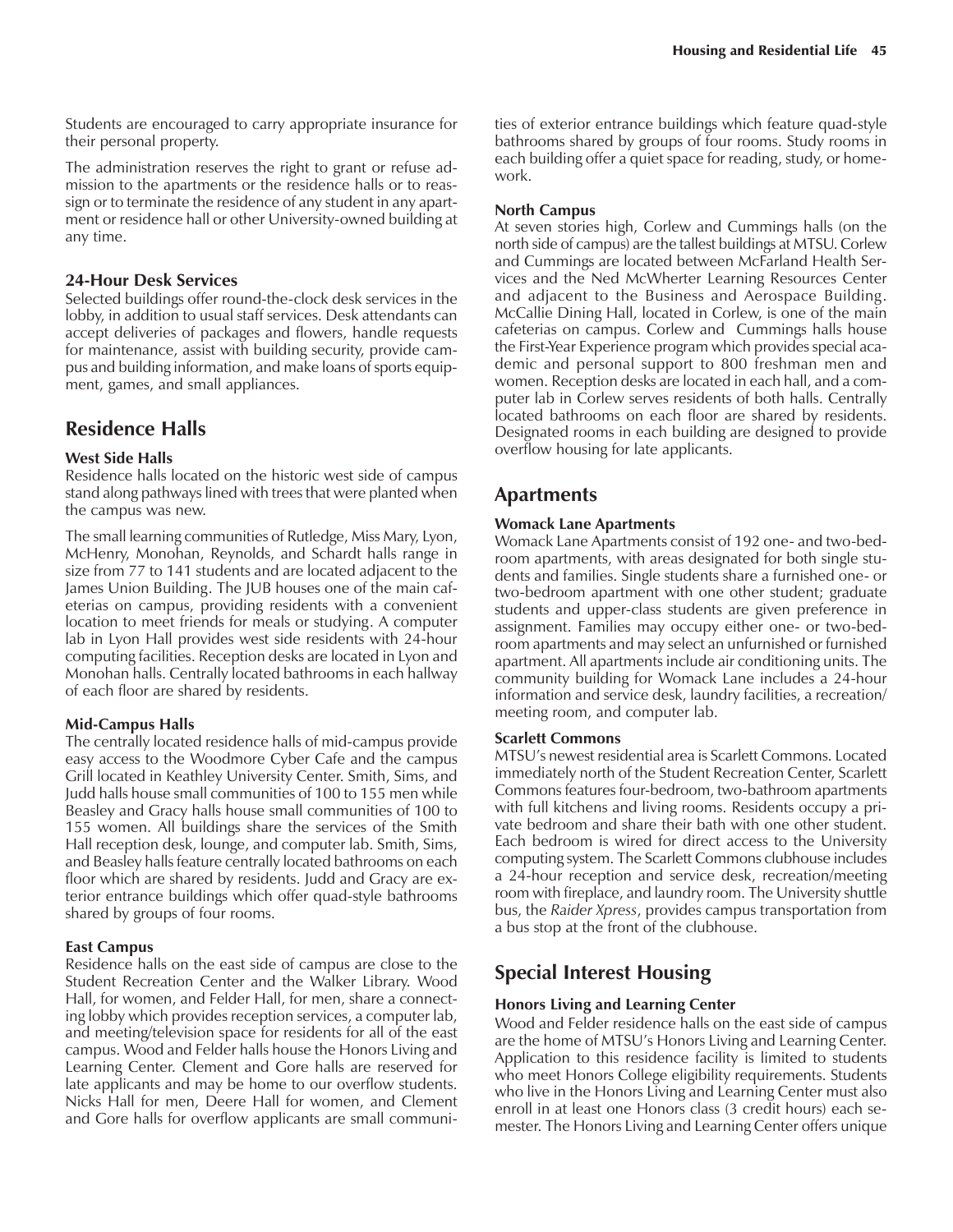Students are encouraged to carry appropriate insurance for their personal property.

The administration reserves the right to grant or refuse admission to the apartments or the residence halls or to reassign or to terminate the residence of any student in any apartment or residence hall or other University-owned building at any time.

### 24-Hour Desk Services

Selected buildings offer round-the-clock desk services in the lobby, in addition to usual staff services. Desk attendants can accept deliveries of packages and flowers, handle requests for maintenance, assist with building security, provide campus and building information, and make loans of sports equipment, games, and small appliances.

## Residence Halls

#### West Side Halls

Residence halls located on the historic west side of campus stand along pathways lined with trees that were planted when the campus was new.

The small learning communities of Rutledge, Miss Mary, Lyon, McHenry, Monohan, Reynolds, and Schardt halls range in size from 77 to 141 students and are located adjacent to the James Union Building. The JUB houses one of the main cafeterias on campus, providing residents with a convenient location to meet friends for meals or studying. A computer lab in Lyon Hall provides west side residents with 24-hour computing facilities. Reception desks are located in Lyon and Monohan halls. Centrally located bathrooms in each hallway of each floor are shared by residents.

#### Mid-Campus Halls

The centrally located residence halls of mid-campus provide easy access to the Woodmore Cyber Cafe and the campus Grill located in Keathley University Center. Smith, Sims, and Judd halls house small communities of 100 to 155 men while Beasley and Gracy halls house small communities of 100 to 155 women. All buildings share the services of the Smith Hall reception desk, lounge, and computer lab. Smith, Sims, and Beasley halls feature centrally located bathrooms on each floor which are shared by residents. Judd and Gracy are exterior entrance buildings which offer quad-style bathrooms shared by groups of four rooms.

#### East Campus

Residence halls on the east side of campus are close to the Student Recreation Center and the Walker Library. Wood Hall, for women, and Felder Hall, for men, share a connecting lobby which provides reception services, a computer lab, and meeting/television space for residents for all of the east campus. Wood and Felder halls house the Honors Living and Learning Center. Clement and Gore halls are reserved for late applicants and may be home to our overflow students. Nicks Hall for men, Deere Hall for women, and Clement and Gore halls for overflow applicants are small communities of exterior entrance buildings which feature quad-style bathrooms shared by groups of four rooms. Study rooms in each building offer a quiet space for reading, study, or homework.

#### North Campus

At seven stories high, Corlew and Cummings halls (on the north side of campus) are the tallest buildings at MTSU. Corlew and Cummings are located between McFarland Health Services and the Ned McWherter Learning Resources Center and adjacent to the Business and Aerospace Building. McCallie Dining Hall, located in Corlew, is one of the main cafeterias on campus. Corlew and Cummings halls house the First-Year Experience program which provides special academic and personal support to 800 freshman men and women. Reception desks are located in each hall, and a computer lab in Corlew serves residents of both halls. Centrally located bathrooms on each floor are shared by residents. Designated rooms in each building are designed to provide overflow housing for late applicants.

## Apartments

#### Womack Lane Apartments

Womack Lane Apartments consist of 192 one- and two-bedroom apartments, with areas designated for both single students and families. Single students share a furnished one- or two-bedroom apartment with one other student; graduate students and upper-class students are given preference in assignment. Families may occupy either one- or two-bedroom apartments and may select an unfurnished or furnished apartment. All apartments include air conditioning units. The community building for Womack Lane includes a 24-hour information and service desk, laundry facilities, a recreation/meeting room, and computer lab.

#### Scarlett Commons

MTSU's newest residential area is Scarlett Commons. Located immediately north of the Student Recreation Center, Scarlett Commons features four-bedroom, two-bathroom apartments with full kitchens and living rooms. Residents occupy a private bedroom and share their bath with one other student. Each bedroom is wired for direct access to the University computing system. The Scarlett Commons clubhouse includes a 24-hour reception and service desk, recreation/meeting room with fireplace, and laundry room. The University shuttle bus, the *Raider Xpress*, provides campus transportation from a bus stop at the front of the clubhouse.

## Special Interest Housing

#### Honors Living and Learning Center

Wood and Felder residence halls on the east side of campus are the home of MTSU's Honors Living and Learning Center. Application to this residence facility is limited to students who meet Honors College eligibility requirements. Students who live in the Honors Living and Learning Center must also enroll in at least one Honors class (3 credit hours) each semester. The Honors Living and Learning Center offers unique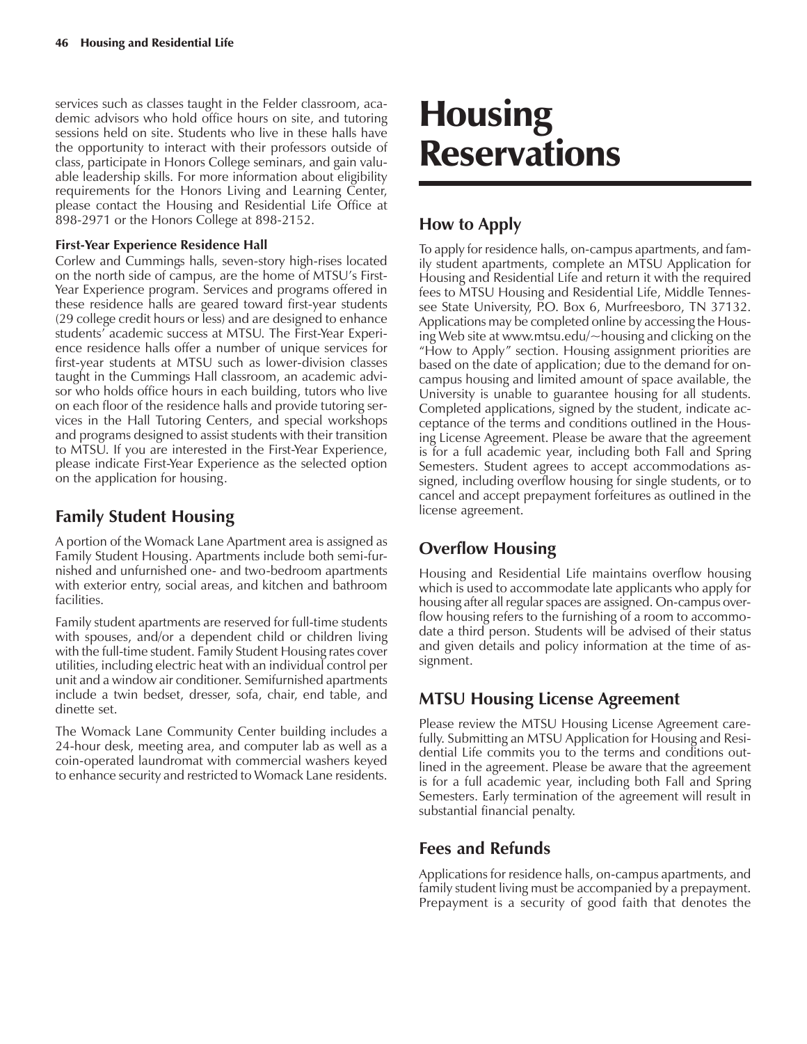services such as classes taught in the Felder classroom, academic advisors who hold office hours on site, and tutoring sessions held on site. Students who live in these halls have the opportunity to interact with their professors outside of class, participate in Honors College seminars, and gain valuable leadership skills. For more information about eligibility requirements for the Honors Living and Learning Center, please contact the Housing and Residential Life Office at 898-2971 or the Honors College at 898-2152.

**First-Year Experience Residence Hall**

Corlew and Cummings halls, seven-story high-rises located on the north side of campus, are the home of MTSU's First-Year Experience program. Services and programs offered in these residence halls are geared toward first-year students (29 college credit hours or less) and are designed to enhance students' academic success at MTSU. The First-Year Experience residence halls offer a number of unique services for first-year students at MTSU such as lower-division classes taught in the Cummings Hall classroom, an academic advisor who holds office hours in each building, tutors who live on each floor of the residence halls and provide tutoring services in the Hall Tutoring Centers, and special workshops and programs designed to assist students with their transition to MTSU. If you are interested in the First-Year Experience, please indicate First-Year Experience as the selected option on the application for housing.

## Family Student Housing

A portion of the Womack Lane Apartment area is assigned as Family Student Housing. Apartments include both semi-furnished and unfurnished one- and two-bedroom apartments with exterior entry, social areas, and kitchen and bathroom facilities.

Family student apartments are reserved for full-time students with spouses, and/or a dependent child or children living with the full-time student. Family Student Housing rates cover utilities, including electric heat with an individual control per unit and a window air conditioner. Semifurnished apartments include a twin bedset, dresser, sofa, chair, end table, and dinette set.

The Womack Lane Community Center building includes a 24-hour desk, meeting area, and computer lab as well as a coin-operated laundromat with commercial washers keyed to enhance security and restricted to Womack Lane residents.

# Housing Reservations

## How to Apply

To apply for residence halls, on-campus apartments, and family student apartments, complete an MTSU Application for Housing and Residential Life and return it with the required fees to MTSU Housing and Residential Life, Middle Tennessee State University, P.O. Box 6, Murfreesboro, TN 37132. Applications may be completed online by accessing the Housing Web site at www.mtsu.edu/~housing and clicking on the "How to Apply" section. Housing assignment priorities are based on the date of application; due to the demand for on-campus housing and limited amount of space available, the University is unable to guarantee housing for all students. Completed applications, signed by the student, indicate acceptance of the terms and conditions outlined in the Housing License Agreement. Please be aware that the agreement is for a full academic year, including both Fall and Spring Semesters. Student agrees to accept accommodations assigned, including overflow housing for single students, or to cancel and accept prepayment forfeitures as outlined in the license agreement.

## Overflow Housing

Housing and Residential Life maintains overflow housing which is used to accommodate late applicants who apply for housing after all regular spaces are assigned. On-campus overflow housing refers to the furnishing of a room to accommodate a third person. Students will be advised of their status and given details and policy information at the time of assignment.

## MTSU Housing License Agreement

Please review the MTSU Housing License Agreement carefully. Submitting an MTSU Application for Housing and Residential Life commits you to the terms and conditions outlined in the agreement. Please be aware that the agreement is for a full academic year, including both Fall and Spring Semesters. Early termination of the agreement will result in substantial financial penalty.

## Fees and Refunds

Applications for residence halls, on-campus apartments, and family student living must be accompanied by a prepayment. Prepayment is a security of good faith that denotes the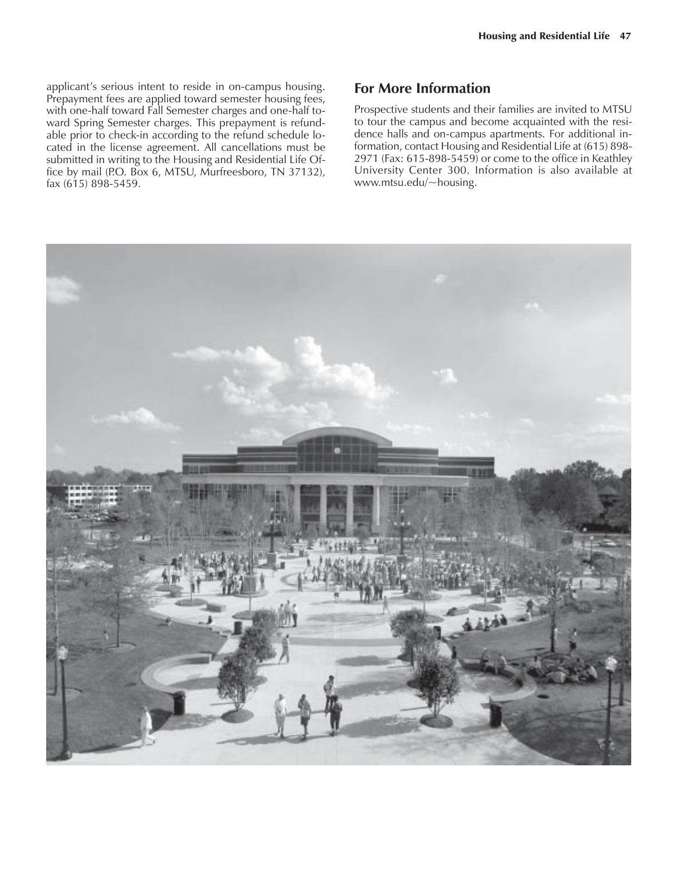applicant's serious intent to reside in on-campus housing. Prepayment fees are applied toward semester housing fees, with one-half toward Fall Semester charges and one-half toward Spring Semester charges. This prepayment is refundable prior to check-in according to the refund schedule located in the license agreement. All cancellations must be submitted in writing to the Housing and Residential Life Office by mail (P.O. Box 6, MTSU, Murfreesboro, TN 37132), fax (615) 898-5459.

## For More Information

Prospective students and their families are invited to MTSU to tour the campus and become acquainted with the residence halls and on-campus apartments. For additional information, contact Housing and Residential Life at (615) 898-2971 (Fax: 615-898-5459) or come to the office in Keathley University Center 300. Information is also available at www.mtsu.edu/~housing.